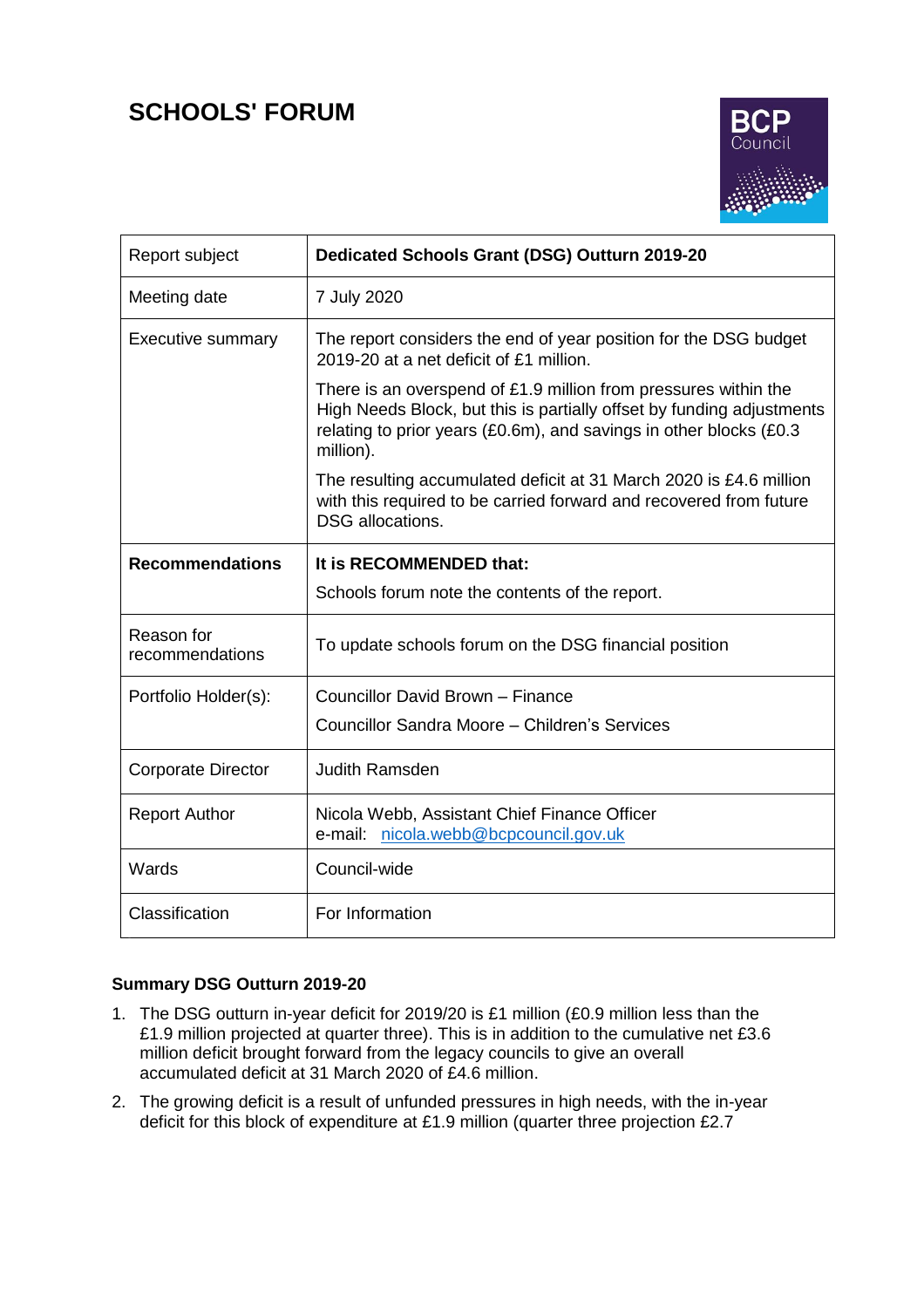# SCHOOLS' FORUM

| Report subject | **Dedicated Schools Grant (DSG) Outturn 2019-20** |
|---|---|
| Meeting date | 7 July 2020 |
| Executive summary | The report considers the end of year position for the DSG budget 2019-20 at a net deficit of £1 million.<br><br>There is an overspend of £1.9 million from pressures within the High Needs Block, but this is partially offset by funding adjustments relating to prior years (£0.6m), and savings in other blocks (£0.3 million).<br><br>The resulting accumulated deficit at 31 March 2020 is £4.6 million with this required to be carried forward and recovered from future DSG allocations. |
| **Recommendations** | **It is RECOMMENDED that:**<br><br>Schools forum note the contents of the report. |
| Reason for recommendations | To update schools forum on the DSG financial position |
| Portfolio Holder(s): | Councillor David Brown – Finance<br><br>Councillor Sandra Moore – Children's Services |
| Corporate Director | Judith Ramsden |
| Report Author | Nicola Webb, Assistant Chief Finance Officer<br>e-mail: nicola.webb@bcpcouncil.gov.uk |
| Wards | Council-wide |
| Classification | For Information |

**Summary DSG Outturn 2019-20**

1. The DSG outturn in-year deficit for 2019/20 is £1 million (£0.9 million less than the £1.9 million projected at quarter three). This is in addition to the cumulative net £3.6 million deficit brought forward from the legacy councils to give an overall accumulated deficit at 31 March 2020 of £4.6 million.
2. The growing deficit is a result of unfunded pressures in high needs, with the in-year deficit for this block of expenditure at £1.9 million (quarter three projection £2.7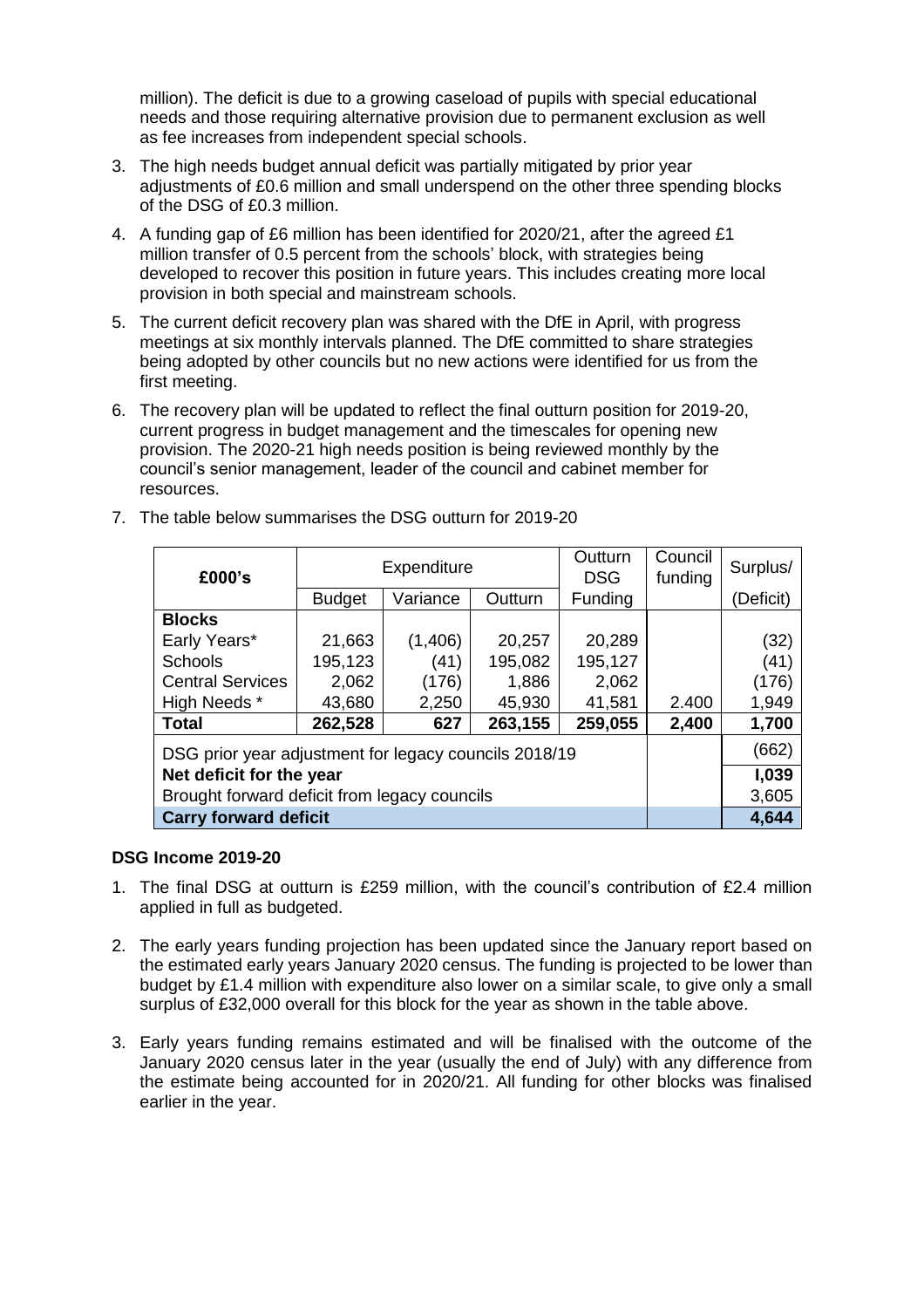million). The deficit is due to a growing caseload of pupils with special educational needs and those requiring alternative provision due to permanent exclusion as well as fee increases from independent special schools.

3. The high needs budget annual deficit was partially mitigated by prior year adjustments of £0.6 million and small underspend on the other three spending blocks of the DSG of £0.3 million.

4. A funding gap of £6 million has been identified for 2020/21, after the agreed £1 million transfer of 0.5 percent from the schools' block, with strategies being developed to recover this position in future years. This includes creating more local provision in both special and mainstream schools.

5. The current deficit recovery plan was shared with the DfE in April, with progress meetings at six monthly intervals planned. The DfE committed to share strategies being adopted by other councils but no new actions were identified for us from the first meeting.

6. The recovery plan will be updated to reflect the final outturn position for 2019-20, current progress in budget management and the timescales for opening new provision. The 2020-21 high needs position is being reviewed monthly by the council's senior management, leader of the council and cabinet member for resources.

7. The table below summarises the DSG outturn for 2019-20

| £000's | Expenditure | | | Outturn DSG | Council funding | Surplus/ |
|---|---|---|---|---|---|---|
| | Budget | Variance | Outturn | Funding | | (Deficit) |
| **Blocks** | | | | | | |
| Early Years* | 21,663 | (1,406) | 20,257 | 20,289 | | (32) |
| Schools | 195,123 | (41) | 195,082 | 195,127 | | (41) |
| Central Services | 2,062 | (176) | 1,886 | 2,062 | | (176) |
| High Needs * | 43,680 | 2,250 | 45,930 | 41,581 | 2.400 | 1,949 |
| **Total** | **262,528** | **627** | **263,155** | **259,055** | **2,400** | **1,700** |
| DSG prior year adjustment for legacy councils 2018/19 | | | | | | (662) |
| **Net deficit for the year** | | | | | | **I,039** |
| Brought forward deficit from legacy councils | | | | | | 3,605 |
| **Carry forward deficit** | | | | | | **4,644** |

**DSG Income 2019-20**

1. The final DSG at outturn is £259 million, with the council's contribution of £2.4 million applied in full as budgeted.

2. The early years funding projection has been updated since the January report based on the estimated early years January 2020 census. The funding is projected to be lower than budget by £1.4 million with expenditure also lower on a similar scale, to give only a small surplus of £32,000 overall for this block for the year as shown in the table above.

3. Early years funding remains estimated and will be finalised with the outcome of the January 2020 census later in the year (usually the end of July) with any difference from the estimate being accounted for in 2020/21. All funding for other blocks was finalised earlier in the year.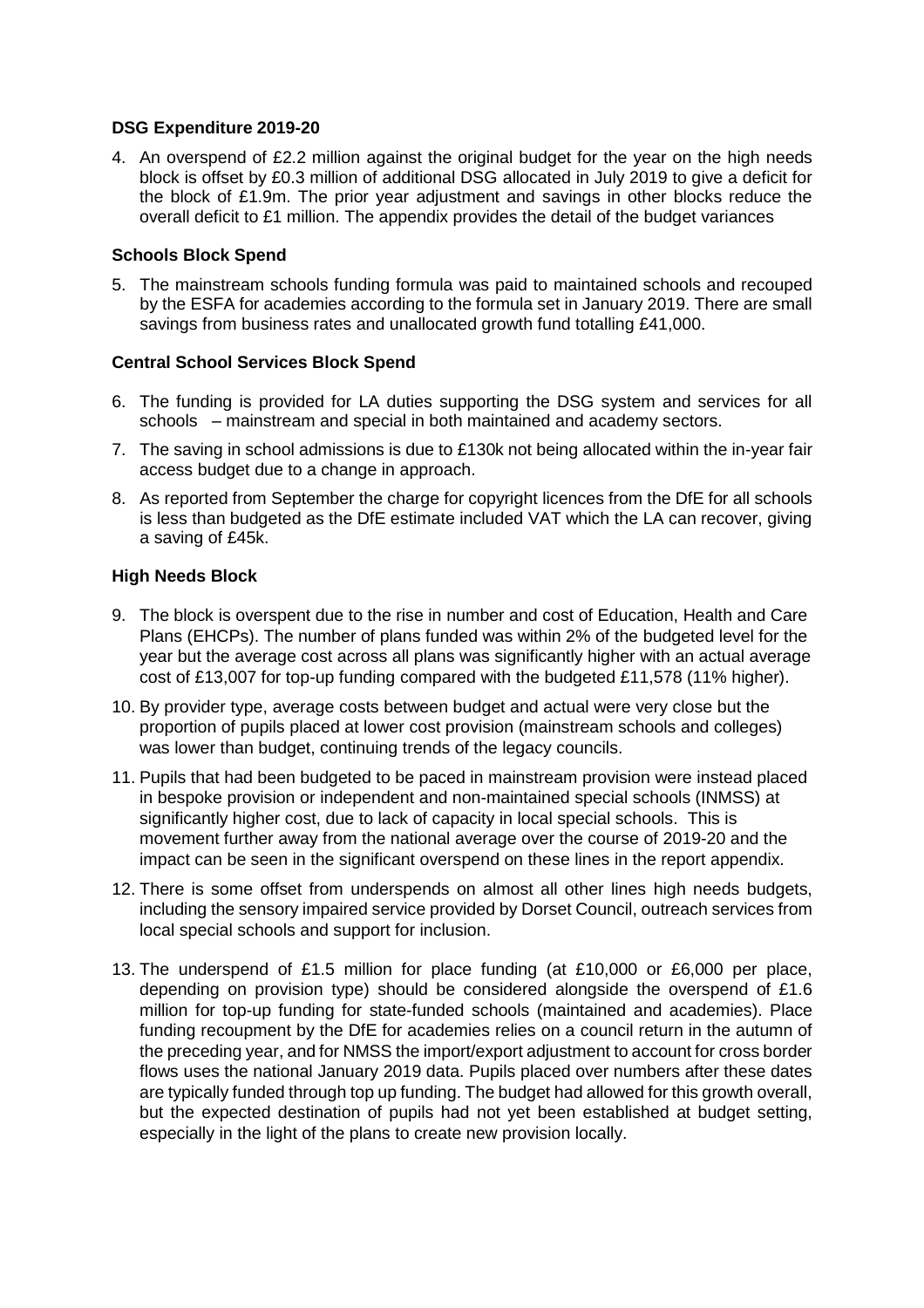### DSG Expenditure 2019-20

4. An overspend of £2.2 million against the original budget for the year on the high needs block is offset by £0.3 million of additional DSG allocated in July 2019 to give a deficit for the block of £1.9m. The prior year adjustment and savings in other blocks reduce the overall deficit to £1 million. The appendix provides the detail of the budget variances

### Schools Block Spend

5. The mainstream schools funding formula was paid to maintained schools and recouped by the ESFA for academies according to the formula set in January 2019. There are small savings from business rates and unallocated growth fund totalling £41,000.

### Central School Services Block Spend

6. The funding is provided for LA duties supporting the DSG system and services for all schools – mainstream and special in both maintained and academy sectors.
7. The saving in school admissions is due to £130k not being allocated within the in-year fair access budget due to a change in approach.
8. As reported from September the charge for copyright licences from the DfE for all schools is less than budgeted as the DfE estimate included VAT which the LA can recover, giving a saving of £45k.

### High Needs Block

9. The block is overspent due to the rise in number and cost of Education, Health and Care Plans (EHCPs). The number of plans funded was within 2% of the budgeted level for the year but the average cost across all plans was significantly higher with an actual average cost of £13,007 for top-up funding compared with the budgeted £11,578 (11% higher).
10. By provider type, average costs between budget and actual were very close but the proportion of pupils placed at lower cost provision (mainstream schools and colleges) was lower than budget, continuing trends of the legacy councils.
11. Pupils that had been budgeted to be paced in mainstream provision were instead placed in bespoke provision or independent and non-maintained special schools (INMSS) at significantly higher cost, due to lack of capacity in local special schools. This is movement further away from the national average over the course of 2019-20 and the impact can be seen in the significant overspend on these lines in the report appendix.
12. There is some offset from underspends on almost all other lines high needs budgets, including the sensory impaired service provided by Dorset Council, outreach services from local special schools and support for inclusion.
13. The underspend of £1.5 million for place funding (at £10,000 or £6,000 per place, depending on provision type) should be considered alongside the overspend of £1.6 million for top-up funding for state-funded schools (maintained and academies). Place funding recoupment by the DfE for academies relies on a council return in the autumn of the preceding year, and for NMSS the import/export adjustment to account for cross border flows uses the national January 2019 data. Pupils placed over numbers after these dates are typically funded through top up funding. The budget had allowed for this growth overall, but the expected destination of pupils had not yet been established at budget setting, especially in the light of the plans to create new provision locally.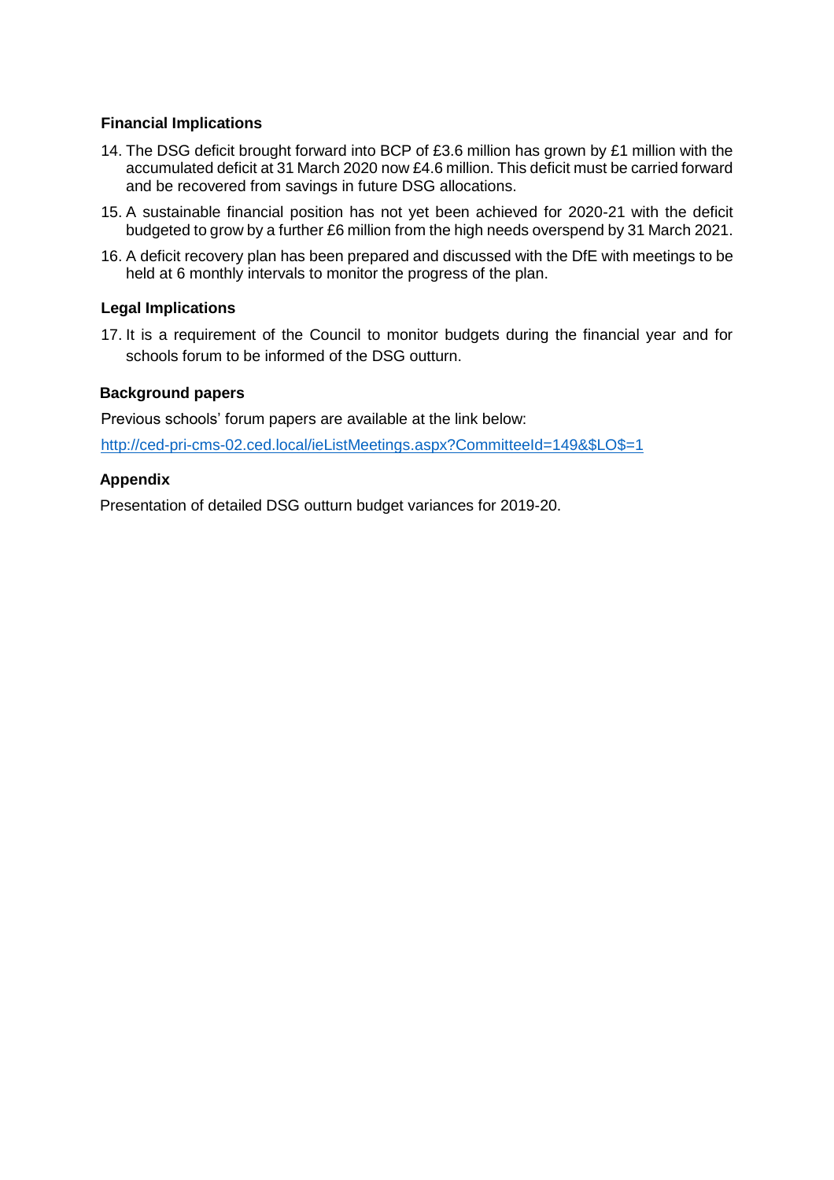### Financial Implications

14. The DSG deficit brought forward into BCP of £3.6 million has grown by £1 million with the accumulated deficit at 31 March 2020 now £4.6 million. This deficit must be carried forward and be recovered from savings in future DSG allocations.
15. A sustainable financial position has not yet been achieved for 2020-21 with the deficit budgeted to grow by a further £6 million from the high needs overspend by 31 March 2021.
16. A deficit recovery plan has been prepared and discussed with the DfE with meetings to be held at 6 monthly intervals to monitor the progress of the plan.

### Legal Implications

17. It is a requirement of the Council to monitor budgets during the financial year and for schools forum to be informed of the DSG outturn.

### Background papers

Previous schools' forum papers are available at the link below:

[http://ced-pri-cms-02.ced.local/ieListMeetings.aspx?CommitteeId=149&$LO$=1](http://ced-pri-cms-02.ced.local/ieListMeetings.aspx?CommitteeId=149&$LO$=1)

### Appendix

Presentation of detailed DSG outturn budget variances for 2019-20.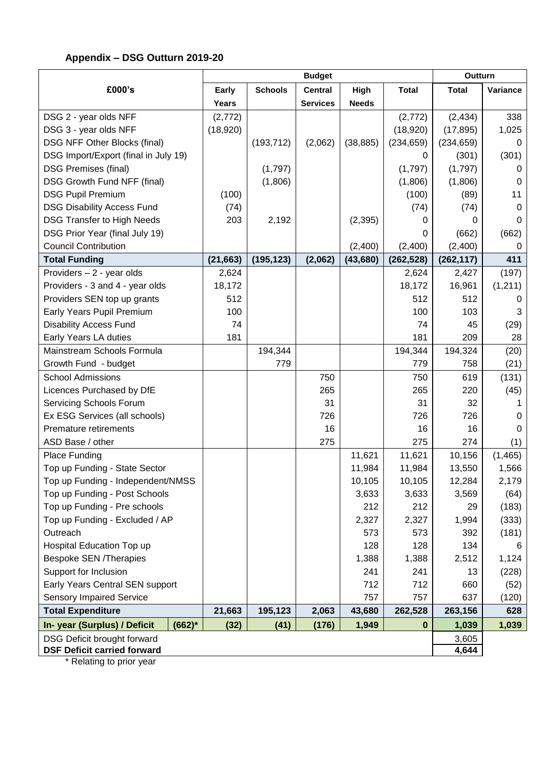## Appendix – DSG Outturn 2019-20

| £000's | | Budget | | | | | Outturn | |
|---|---|---|---|---|---|---|---|---|
| | | Early Years | Schools | Central Services | High Needs | Total | Total | Variance |
| DSG 2 - year olds NFF | | (2,772) | | | | (2,772) | (2,434) | 338 |
| DSG 3 - year olds NFF | | (18,920) | | | | (18,920) | (17,895) | 1,025 |
| DSG NFF Other Blocks (final) | | | (193,712) | (2,062) | (38,885) | (234,659) | (234,659) | 0 |
| DSG Import/Export (final in July 19) | | | | | | 0 | (301) | (301) |
| DSG Premises (final) | | | (1,797) | | | (1,797) | (1,797) | 0 |
| DSG Growth Fund NFF (final) | | | (1,806) | | | (1,806) | (1,806) | 0 |
| DSG Pupil Premium | | (100) | | | | (100) | (89) | 11 |
| DSG Disability Access Fund | | (74) | | | | (74) | (74) | 0 |
| DSG Transfer to High Needs | | 203 | 2,192 | | (2,395) | 0 | 0 | 0 |
| DSG Prior Year (final July 19) | | | | | | 0 | (662) | (662) |
| Council Contribution | | | | | (2,400) | (2,400) | (2,400) | 0 |
| **Total Funding** | | **(21,663)** | **(195,123)** | **(2,062)** | **(43,680)** | **(262,528)** | **(262,117)** | **411** |
| Providers – 2 - year olds | | 2,624 | | | | 2,624 | 2,427 | (197) |
| Providers - 3 and 4 - year olds | | 18,172 | | | | 18,172 | 16,961 | (1,211) |
| Providers SEN top up grants | | 512 | | | | 512 | 512 | 0 |
| Early Years Pupil Premium | | 100 | | | | 100 | 103 | 3 |
| Disability Access Fund | | 74 | | | | 74 | 45 | (29) |
| Early Years LA duties | | 181 | | | | 181 | 209 | 28 |
| Mainstream Schools Formula | | | 194,344 | | | 194,344 | 194,324 | (20) |
| Growth Fund - budget | | | 779 | | | 779 | 758 | (21) |
| School Admissions | | | | 750 | | 750 | 619 | (131) |
| Licences Purchased by DfE | | | | 265 | | 265 | 220 | (45) |
| Servicing Schools Forum | | | | 31 | | 31 | 32 | 1 |
| Ex ESG Services (all schools) | | | | 726 | | 726 | 726 | 0 |
| Premature retirements | | | | 16 | | 16 | 16 | 0 |
| ASD Base / other | | | | 275 | | 275 | 274 | (1) |
| Place Funding | | | | | 11,621 | 11,621 | 10,156 | (1,465) |
| Top up Funding - State Sector | | | | | 11,984 | 11,984 | 13,550 | 1,566 |
| Top up Funding - Independent/NMSS | | | | | 10,105 | 10,105 | 12,284 | 2,179 |
| Top up Funding - Post Schools | | | | | 3,633 | 3,633 | 3,569 | (64) |
| Top up Funding - Pre schools | | | | | 212 | 212 | 29 | (183) |
| Top up Funding - Excluded / AP | | | | | 2,327 | 2,327 | 1,994 | (333) |
| Outreach | | | | | 573 | 573 | 392 | (181) |
| Hospital Education Top up | | | | | 128 | 128 | 134 | 6 |
| Bespoke SEN /Therapies | | | | | 1,388 | 1,388 | 2,512 | 1,124 |
| Support for Inclusion | | | | | 241 | 241 | 13 | (228) |
| Early Years Central SEN support | | | | | 712 | 712 | 660 | (52) |
| Sensory Impaired Service | | | | | 757 | 757 | 637 | (120) |
| **Total Expenditure** | | **21,663** | **195,123** | **2,063** | **43,680** | **262,528** | **263,156** | **628** |
| **In- year (Surplus) / Deficit** | **(662)*** | **(32)** | **(41)** | **(176)** | **1,949** | **0** | **1,039** | **1,039** |
| DSG Deficit brought forward | | | | | | | 3,605 | |
| **DSF Deficit carried forward** | | | | | | | **4,644** | |

* Relating to prior year